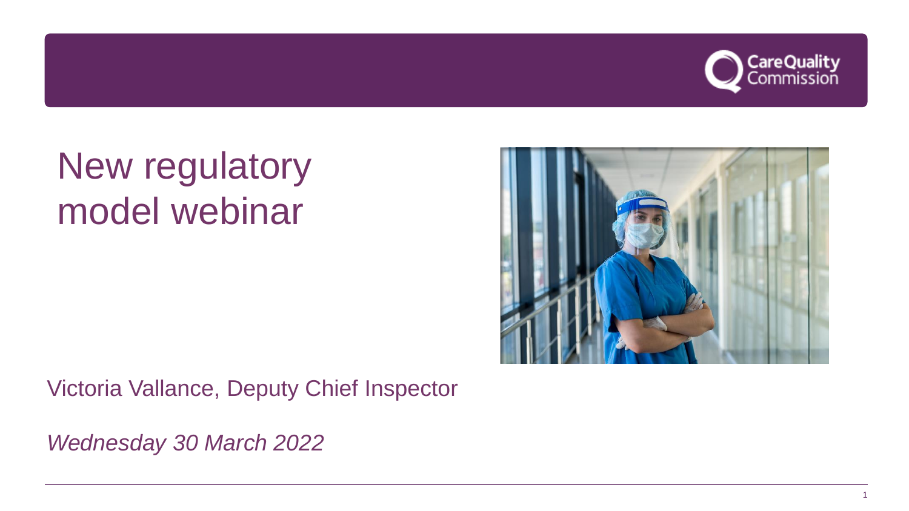Care Quality Commission

# New regulatory model webinar

Victoria Vallance, Deputy Chief Inspector

*Wednesday 30 March 2022*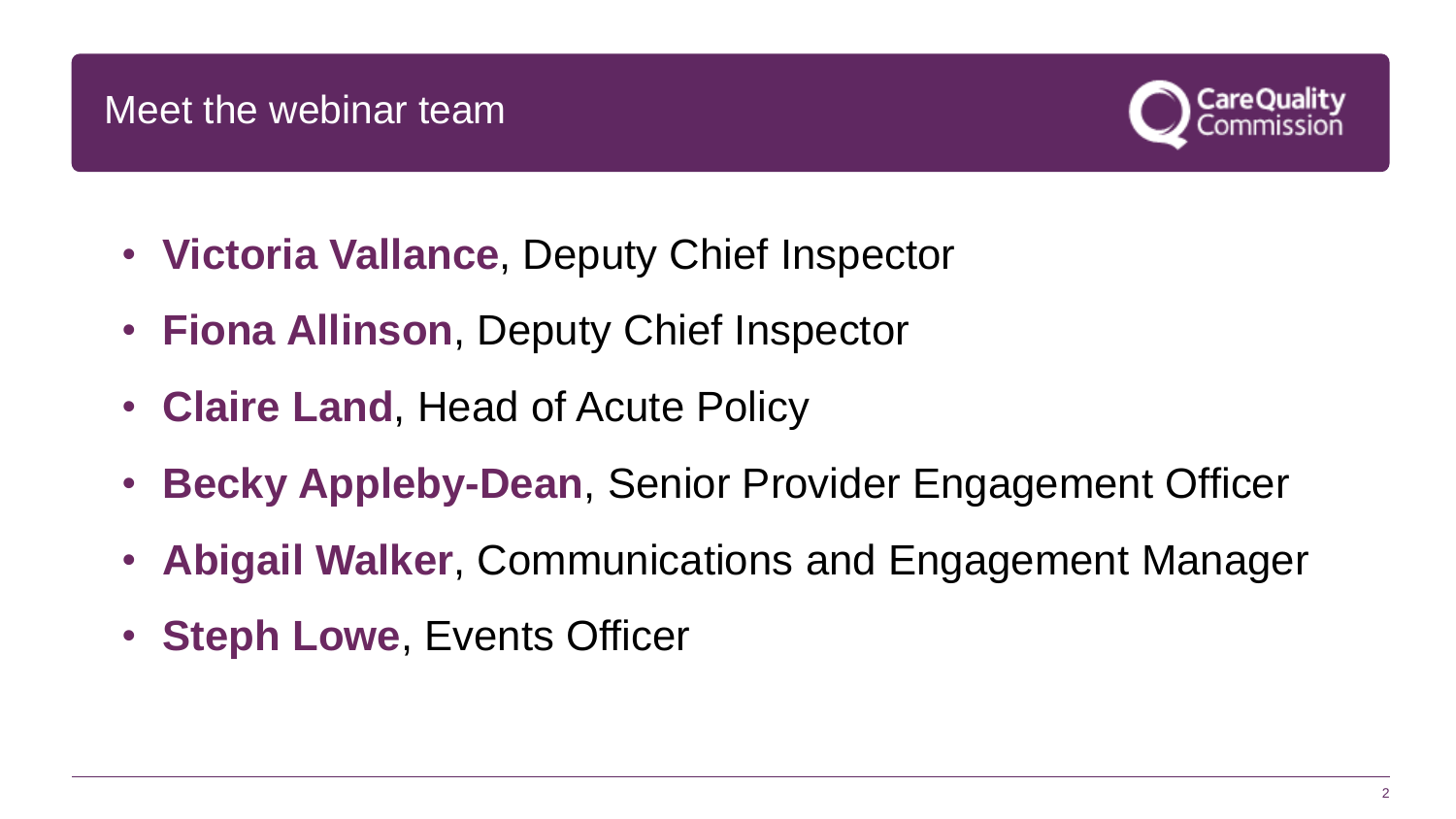# Meet the webinar team

- **Victoria Vallance**, Deputy Chief Inspector
- **Fiona Allinson**, Deputy Chief Inspector
- **Claire Land**, Head of Acute Policy
- **Becky Appleby-Dean**, Senior Provider Engagement Officer
- **Abigail Walker**, Communications and Engagement Manager
- **Steph Lowe**, Events Officer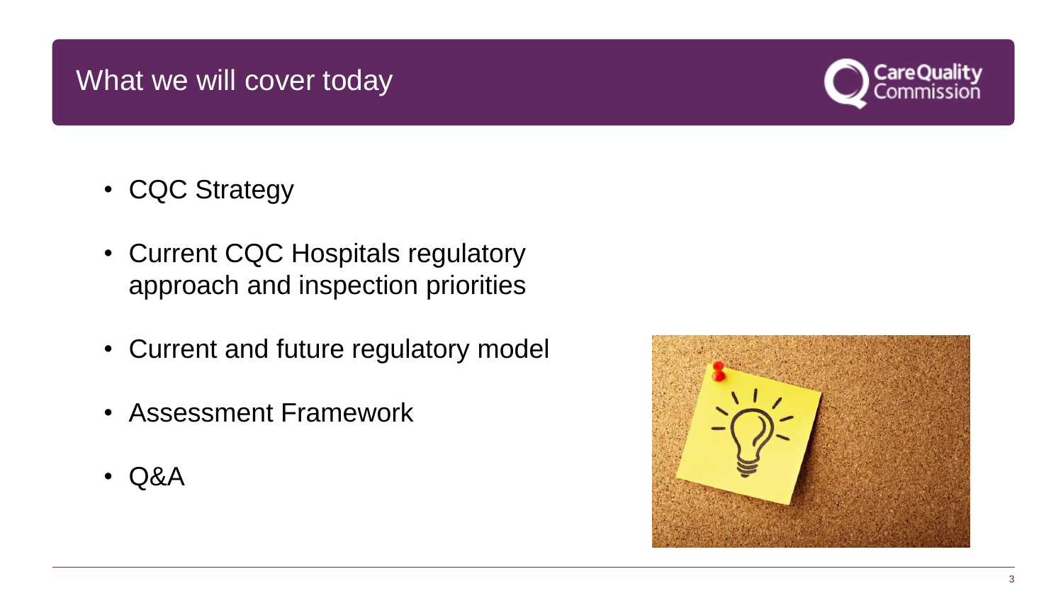# What we will cover today

- CQC Strategy
- Current CQC Hospitals regulatory approach and inspection priorities
- Current and future regulatory model
- Assessment Framework
- Q&A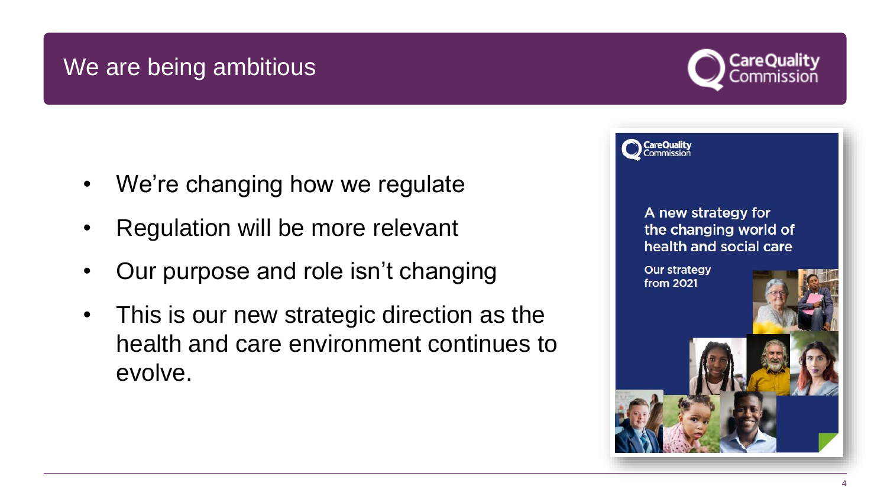# We are being ambitious

- We're changing how we regulate
- Regulation will be more relevant
- Our purpose and role isn't changing
- This is our new strategic direction as the health and care environment continues to evolve.

A new strategy for the changing world of health and social care

Our strategy from 2021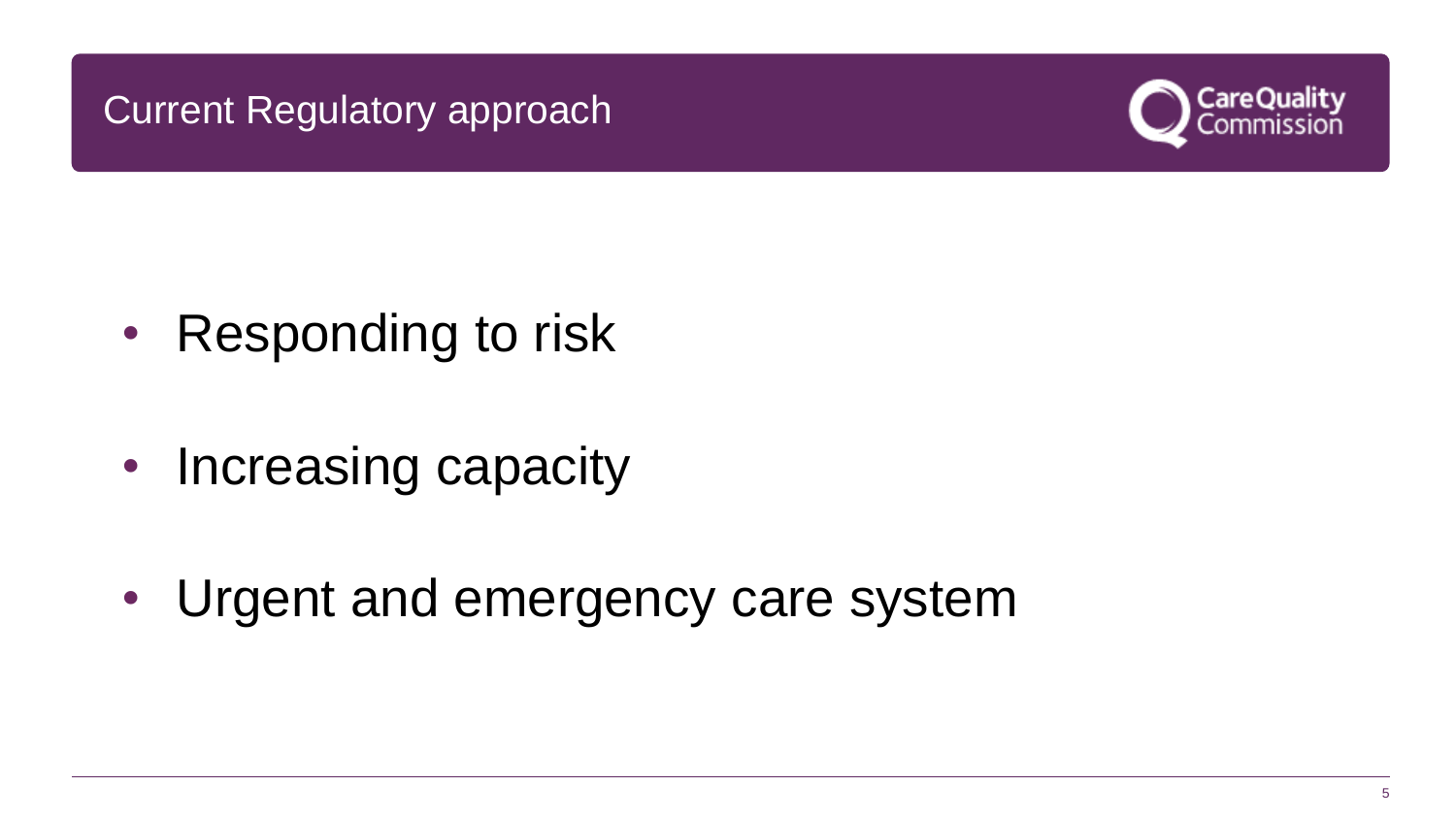# Current Regulatory approach

- Responding to risk
- Increasing capacity
- Urgent and emergency care system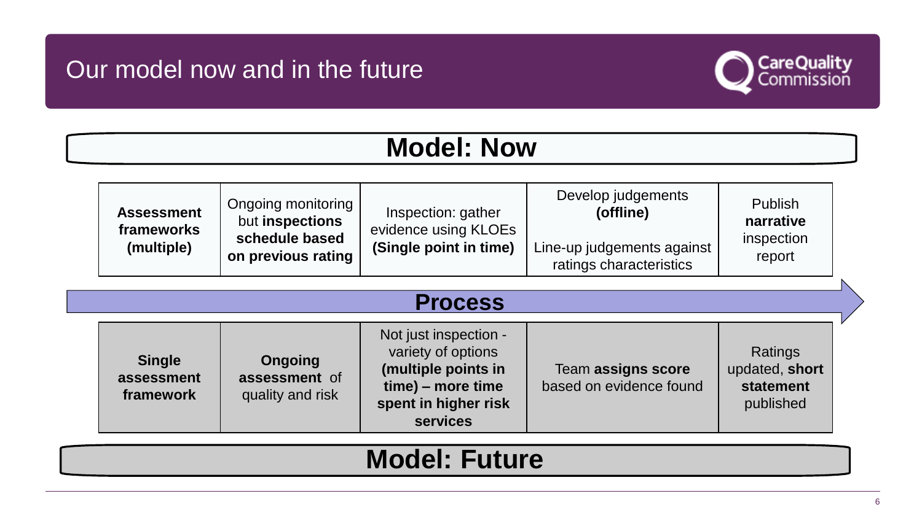# Our model now and in the future

## Model: Now

| **Assessment frameworks (multiple)** | Ongoing monitoring but **inspections schedule based on previous rating** | Inspection: gather evidence using KLOEs **(Single point in time)** | Develop judgements **(offline)** Line-up judgements against ratings characteristics | Publish **narrative** inspection report |
|---|---|---|---|---|

## Process

| **Single assessment framework** | **Ongoing assessment** of quality and risk | Not just inspection - variety of options **(multiple points in time) – more time spent in higher risk services** | Team **assigns score** based on evidence found | Ratings updated, **short statement** published |
|---|---|---|---|---|

## Model: Future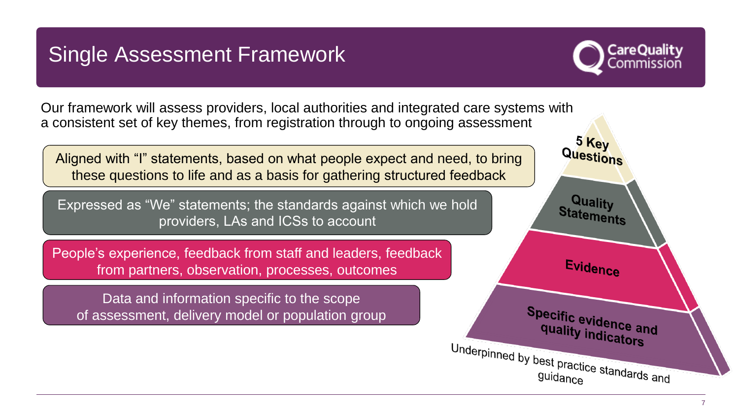# Single Assessment Framework

Our framework will assess providers, local authorities and integrated care systems with a consistent set of key themes, from registration through to ongoing assessment

| Level | Description |
| --- | --- |
| 5 Key Questions | Aligned with "I" statements, based on what people expect and need, to bring these questions to life and as a basis for gathering structured feedback |
| Quality Statements | Expressed as "We" statements; the standards against which we hold providers, LAs and ICSs to account |
| Evidence | People's experience, feedback from staff and leaders, feedback from partners, observation, processes, outcomes |
| Specific evidence and quality indicators | Data and information specific to the scope of assessment, delivery model or population group |

Underpinned by best practice standards and guidance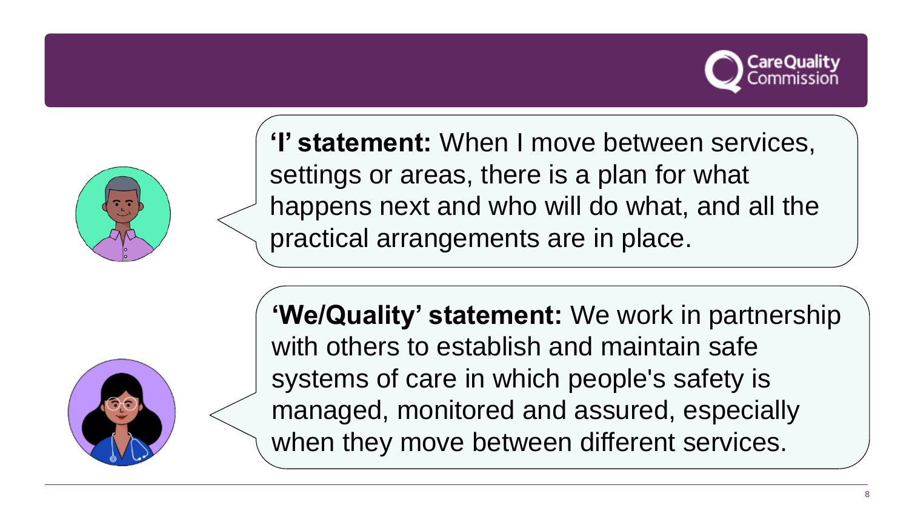**'I' statement:** When I move between services, settings or areas, there is a plan for what happens next and who will do what, and all the practical arrangements are in place.

**'We/Quality' statement:** We work in partnership with others to establish and maintain safe systems of care in which people's safety is managed, monitored and assured, especially when they move between different services.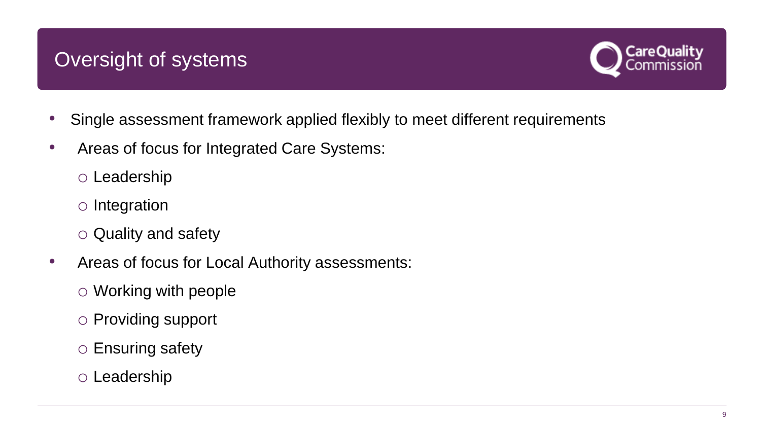# Oversight of systems

- Single assessment framework applied flexibly to meet different requirements
- Areas of focus for Integrated Care Systems:
  - Leadership
  - Integration
  - Quality and safety
- Areas of focus for Local Authority assessments:
  - Working with people
  - Providing support
  - Ensuring safety
  - Leadership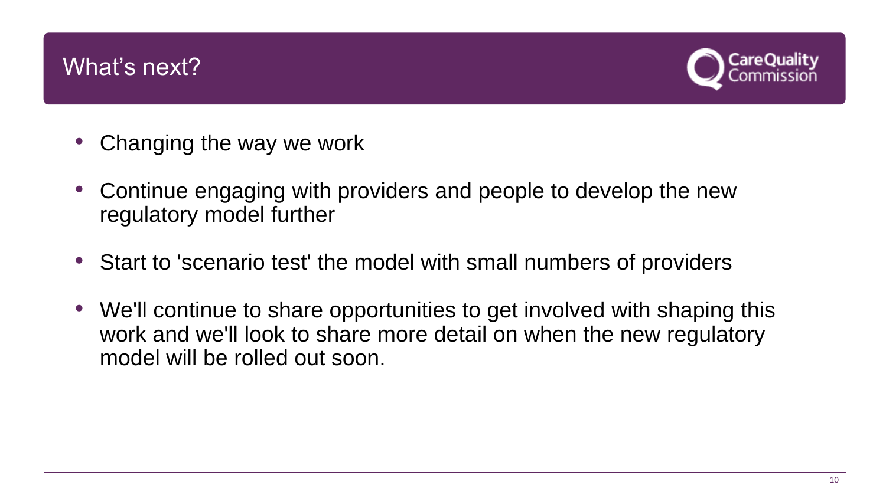# What's next?

- Changing the way we work
- Continue engaging with providers and people to develop the new regulatory model further
- Start to 'scenario test' the model with small numbers of providers
- We'll continue to share opportunities to get involved with shaping this work and we'll look to share more detail on when the new regulatory model will be rolled out soon.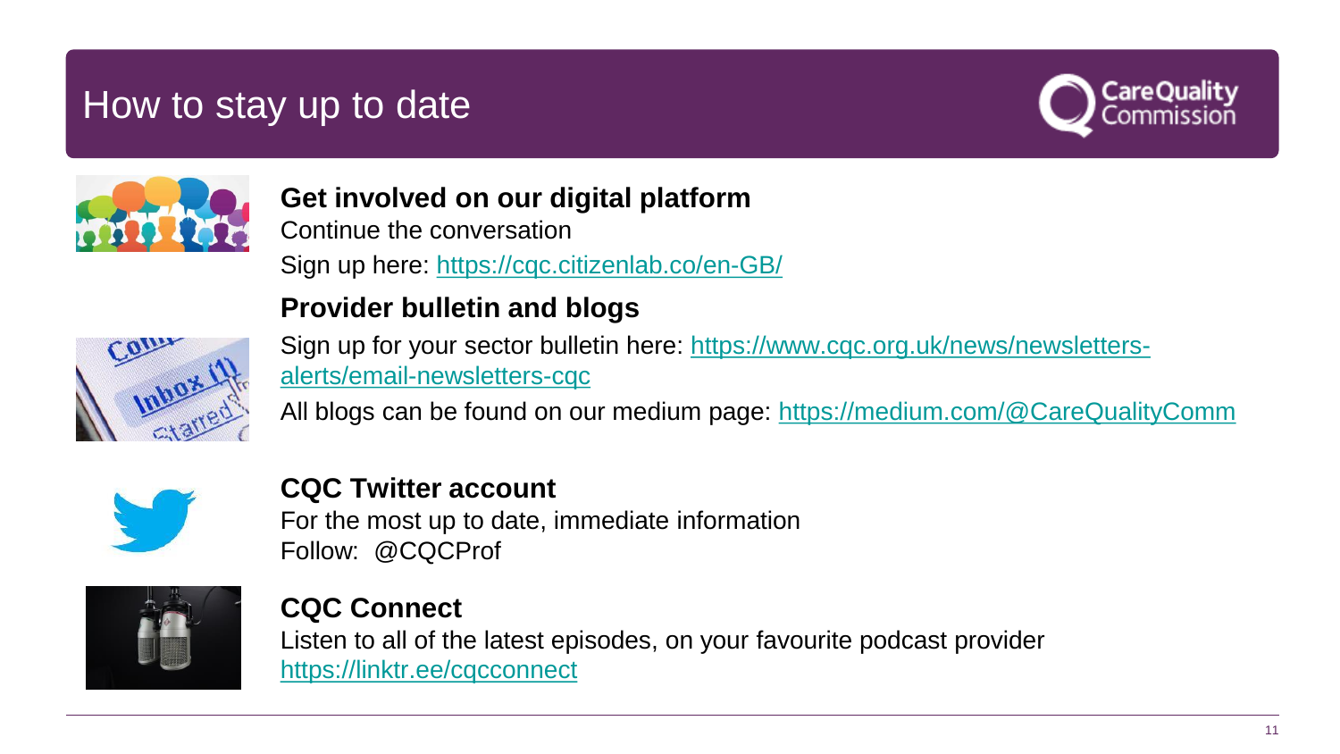# How to stay up to date

## Get involved on our digital platform

Continue the conversation

Sign up here: https://cqc.citizenlab.co/en-GB/

## Provider bulletin and blogs

Sign up for your sector bulletin here: https://www.cqc.org.uk/news/newsletters-alerts/email-newsletters-cqc

All blogs can be found on our medium page: https://medium.com/@CareQualityComm

## CQC Twitter account

For the most up to date, immediate information

Follow: @CQCProf

## CQC Connect

Listen to all of the latest episodes, on your favourite podcast provider

https://linktr.ee/cqcconnect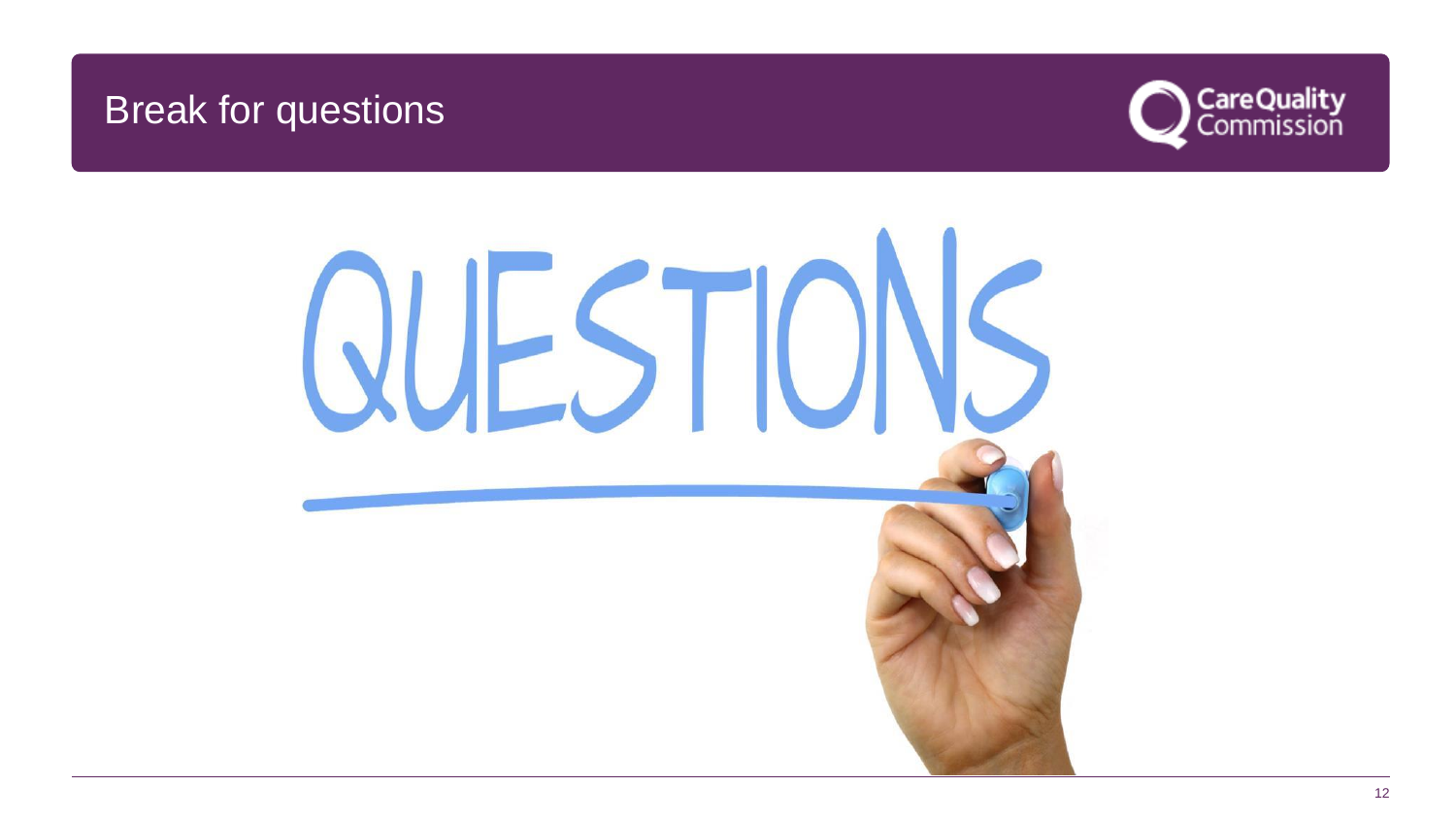# Break for questions

QUESTIONS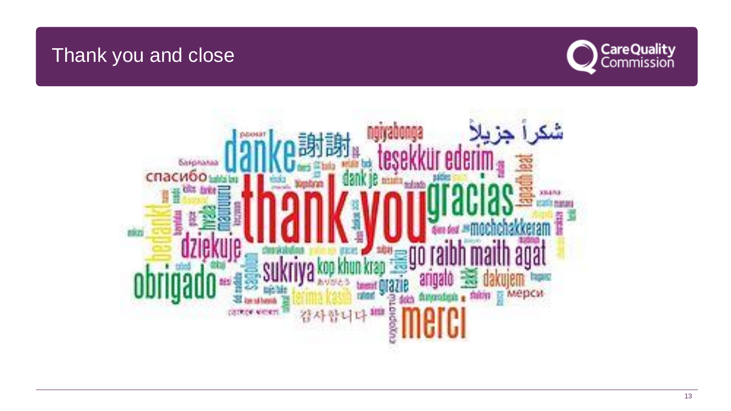# Thank you and close